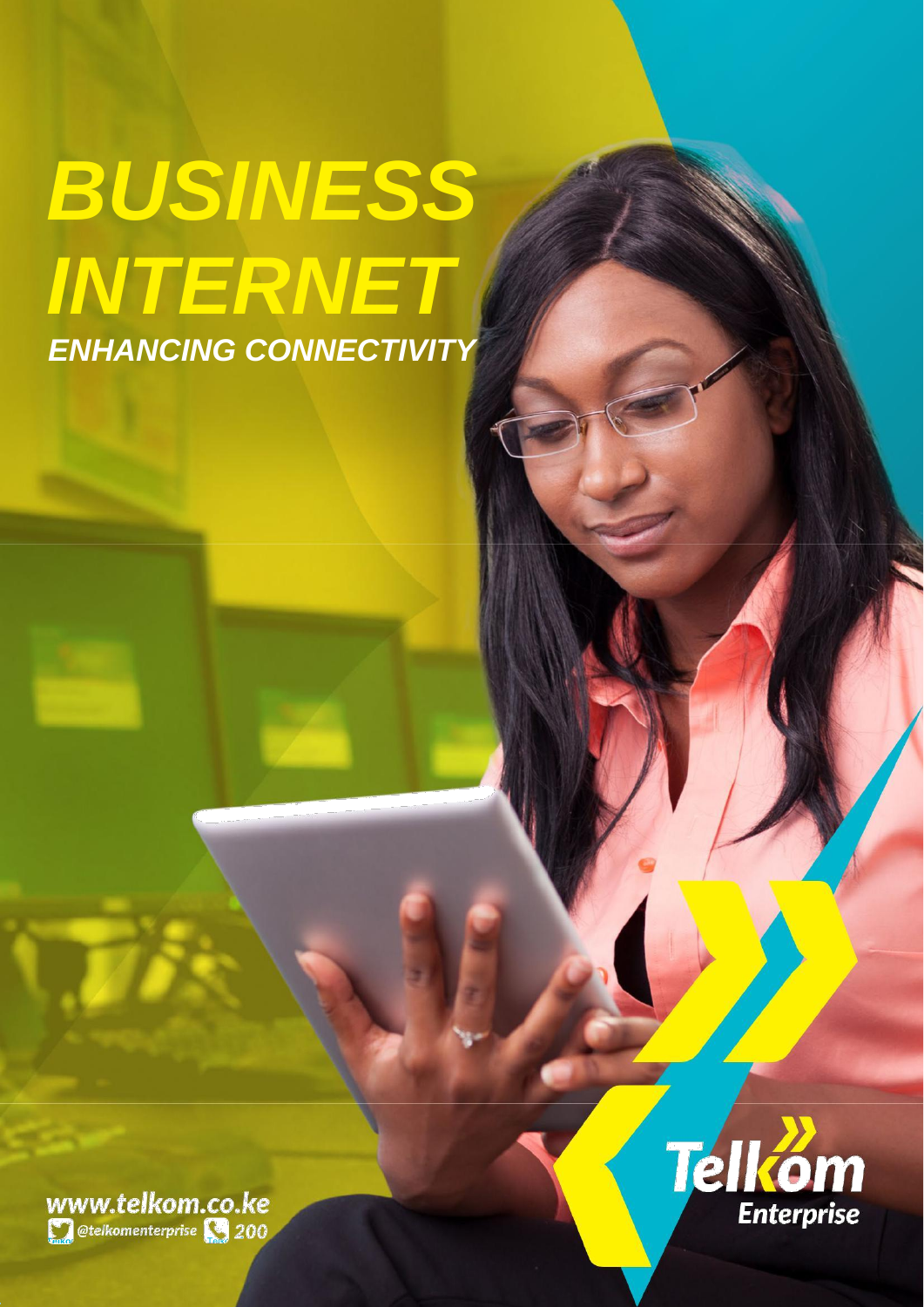# *BUSINESS INTERNET*

***ENHANCING CONNECTIVITY***

www.telkom.co.ke

@telkomenterprise 200

Telkom Enterprise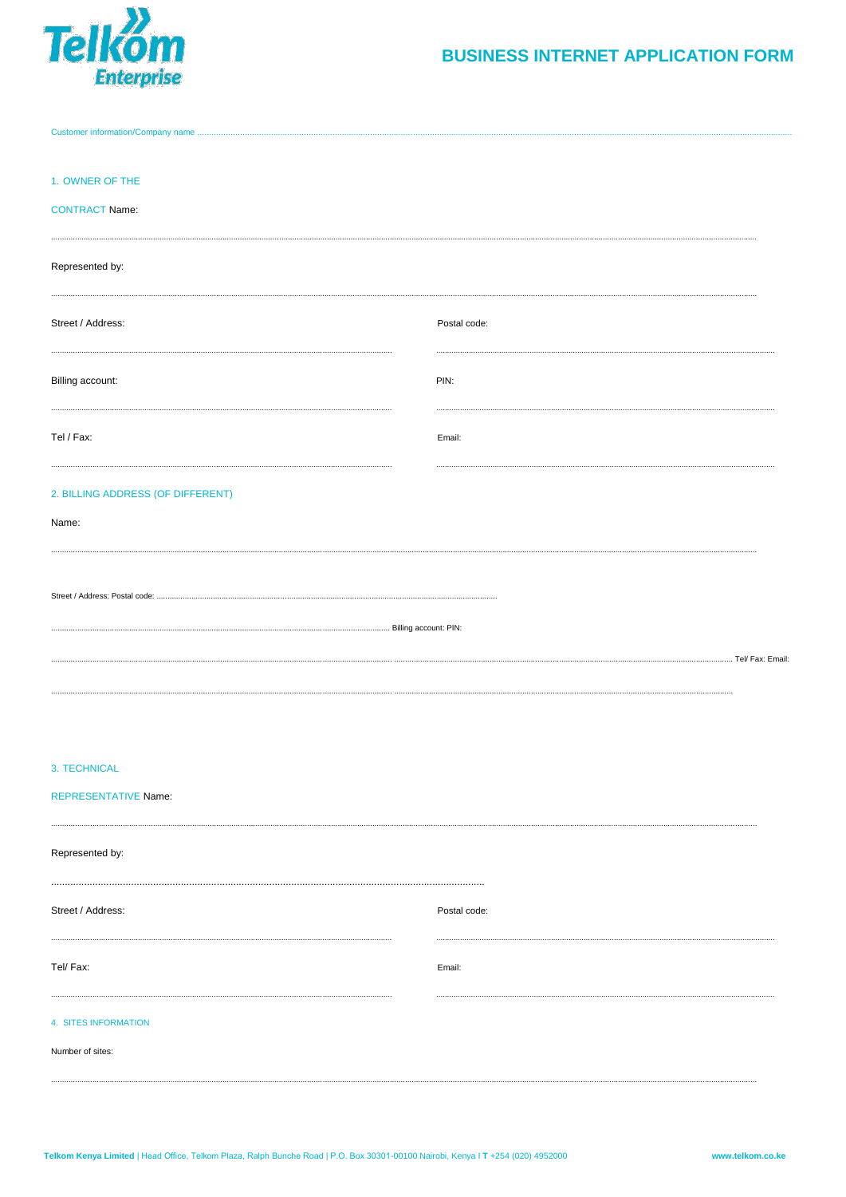# BUSINESS INTERNET APPLICATION FORM

Customer information/Company name ..........................................................................................................................................................................................................................................................

## 1. OWNER OF THE CONTRACT

Name:

..........................................................................................................................................................................................................................................

Represented by:

..........................................................................................................................................................................................................................................

Street / Address: ........................................................................................ Postal code: ........................................................................................

Billing account: ........................................................................................ PIN: ........................................................................................

Tel / Fax: ........................................................................................ Email: ........................................................................................

## 2. BILLING ADDRESS (OF DIFFERENT)

Name:

..........................................................................................................................................................................................................................................

Street / Address: Postal code: ..........................................................................................................................................................

.......................................................................................................................... Billing account: PIN:

.......................................................................................................................... .......................................................................................................................... Tel/ Fax: Email:

.......................................................................................................................... ..........................................................................................................................

## 3. TECHNICAL REPRESENTATIVE

Name:

..........................................................................................................................................................................................................................................

Represented by:

..........................................................................................................................................................

Street / Address: ........................................................................................ Postal code: ........................................................................................

Tel/ Fax: ........................................................................................ Email: ........................................................................................

## 4. SITES INFORMATION

Number of sites:

..........................................................................................................................................................................................................................................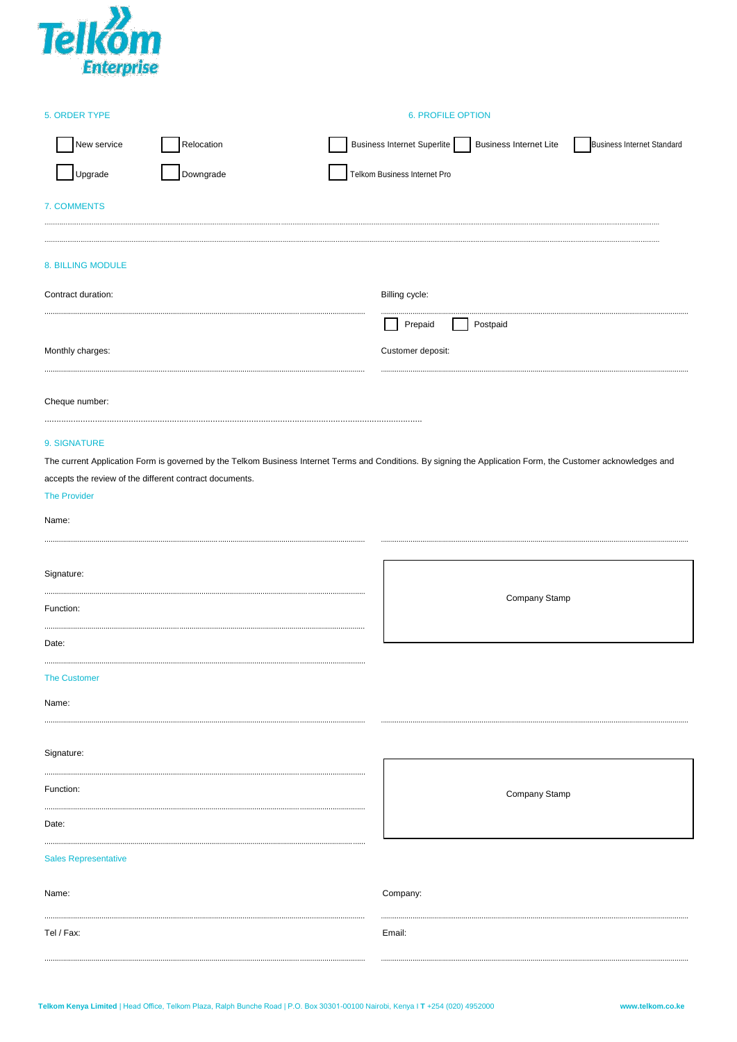Telkom Enterprise

## 5. ORDER TYPE

- ☐ New service
- ☐ Relocation
- ☐ Upgrade
- ☐ Downgrade

## 6. PROFILE OPTION

- ☐ Business Internet Superlite
- ☐ Business Internet Lite
- ☐ Business Internet Standard
- ☐ Telkom Business Internet Pro

## 7. COMMENTS

.....................................................................................................................................................

.....................................................................................................................................................

## 8. BILLING MODULE

Contract duration: .....................................................................................

Billing cycle: .....................................................................................

☐ Prepaid ☐ Postpaid

Monthly charges: .....................................................................................

Customer deposit: .....................................................................................

Cheque number: .....................................................................................

## 9. SIGNATURE

The current Application Form is governed by the Telkom Business Internet Terms and Conditions. By signing the Application Form, the Customer acknowledges and accepts the review of the different contract documents.

### The Provider

Name: ..................................................................................... .....................................................................................

Signature: .....................................................................................

Function: .....................................................................................

Date: .....................................................................................

Company Stamp

### The Customer

Name: ..................................................................................... .....................................................................................

Signature: .....................................................................................

Function: .....................................................................................

Date: .....................................................................................

Company Stamp

### Sales Representative

Name: .....................................................................................

Company: .....................................................................................

Tel / Fax: .....................................................................................

Email: .....................................................................................

**Telkom Kenya Limited** | Head Office, Telkom Plaza, Ralph Bunche Road | P.O. Box 30301-00100 Nairobi, Kenya I **T** +254 (020) 4952000 **www.telkom.co.ke**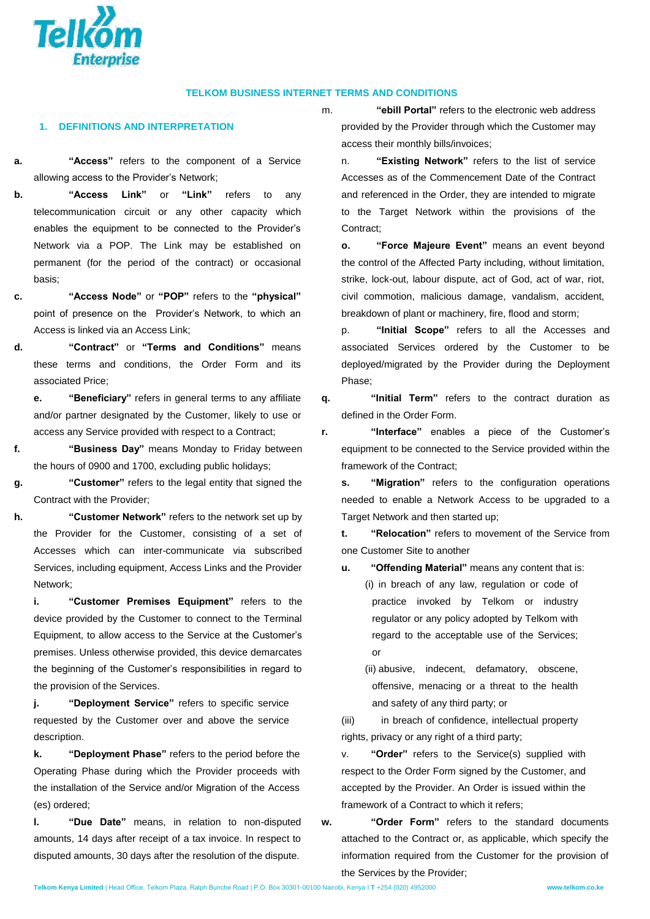## TELKOM BUSINESS INTERNET TERMS AND CONDITIONS

### 1. DEFINITIONS AND INTERPRETATION

a. **"Access"** refers to the component of a Service allowing access to the Provider's Network;

b. **"Access Link"** or **"Link"** refers to any telecommunication circuit or any other capacity which enables the equipment to be connected to the Provider's Network via a POP. The Link may be established on permanent (for the period of the contract) or occasional basis;

c. **"Access Node"** or **"POP"** refers to the **"physical"** point of presence on the Provider's Network, to which an Access is linked via an Access Link;

d. **"Contract"** or **"Terms and Conditions"** means these terms and conditions, the Order Form and its associated Price;

e. **"Beneficiary"** refers in general terms to any affiliate and/or partner designated by the Customer, likely to use or access any Service provided with respect to a Contract;

f. **"Business Day"** means Monday to Friday between the hours of 0900 and 1700, excluding public holidays;

g. **"Customer"** refers to the legal entity that signed the Contract with the Provider;

h. **"Customer Network"** refers to the network set up by the Provider for the Customer, consisting of a set of Accesses which can inter-communicate via subscribed Services, including equipment, Access Links and the Provider Network;

i. **"Customer Premises Equipment"** refers to the device provided by the Customer to connect to the Terminal Equipment, to allow access to the Service at the Customer's premises. Unless otherwise provided, this device demarcates the beginning of the Customer's responsibilities in regard to the provision of the Services.

j. **"Deployment Service"** refers to specific service requested by the Customer over and above the service description.

k. **"Deployment Phase"** refers to the period before the Operating Phase during which the Provider proceeds with the installation of the Service and/or Migration of the Access (es) ordered;

l. **"Due Date"** means, in relation to non-disputed amounts, 14 days after receipt of a tax invoice. In respect to disputed amounts, 30 days after the resolution of the dispute.

m. **"ebill Portal"** refers to the electronic web address provided by the Provider through which the Customer may access their monthly bills/invoices;

n. **"Existing Network"** refers to the list of service Accesses as of the Commencement Date of the Contract and referenced in the Order, they are intended to migrate to the Target Network within the provisions of the Contract;

o. **"Force Majeure Event"** means an event beyond the control of the Affected Party including, without limitation, strike, lock-out, labour dispute, act of God, act of war, riot, civil commotion, malicious damage, vandalism, accident, breakdown of plant or machinery, fire, flood and storm;

p. **"Initial Scope"** refers to all the Accesses and associated Services ordered by the Customer to be deployed/migrated by the Provider during the Deployment Phase;

q. **"Initial Term"** refers to the contract duration as defined in the Order Form.

r. **"Interface"** enables a piece of the Customer's equipment to be connected to the Service provided within the framework of the Contract;

s. **"Migration"** refers to the configuration operations needed to enable a Network Access to be upgraded to a Target Network and then started up;

t. **"Relocation"** refers to movement of the Service from one Customer Site to another

u. **"Offending Material"** means any content that is:

(i) in breach of any law, regulation or code of practice invoked by Telkom or industry regulator or any policy adopted by Telkom with regard to the acceptable use of the Services; or

(ii) abusive, indecent, defamatory, obscene, offensive, menacing or a threat to the health and safety of any third party; or

(iii) in breach of confidence, intellectual property rights, privacy or any right of a third party;

v. **"Order"** refers to the Service(s) supplied with respect to the Order Form signed by the Customer, and accepted by the Provider. An Order is issued within the framework of a Contract to which it refers;

w. **"Order Form"** refers to the standard documents attached to the Contract or, as applicable, which specify the information required from the Customer for the provision of the Services by the Provider;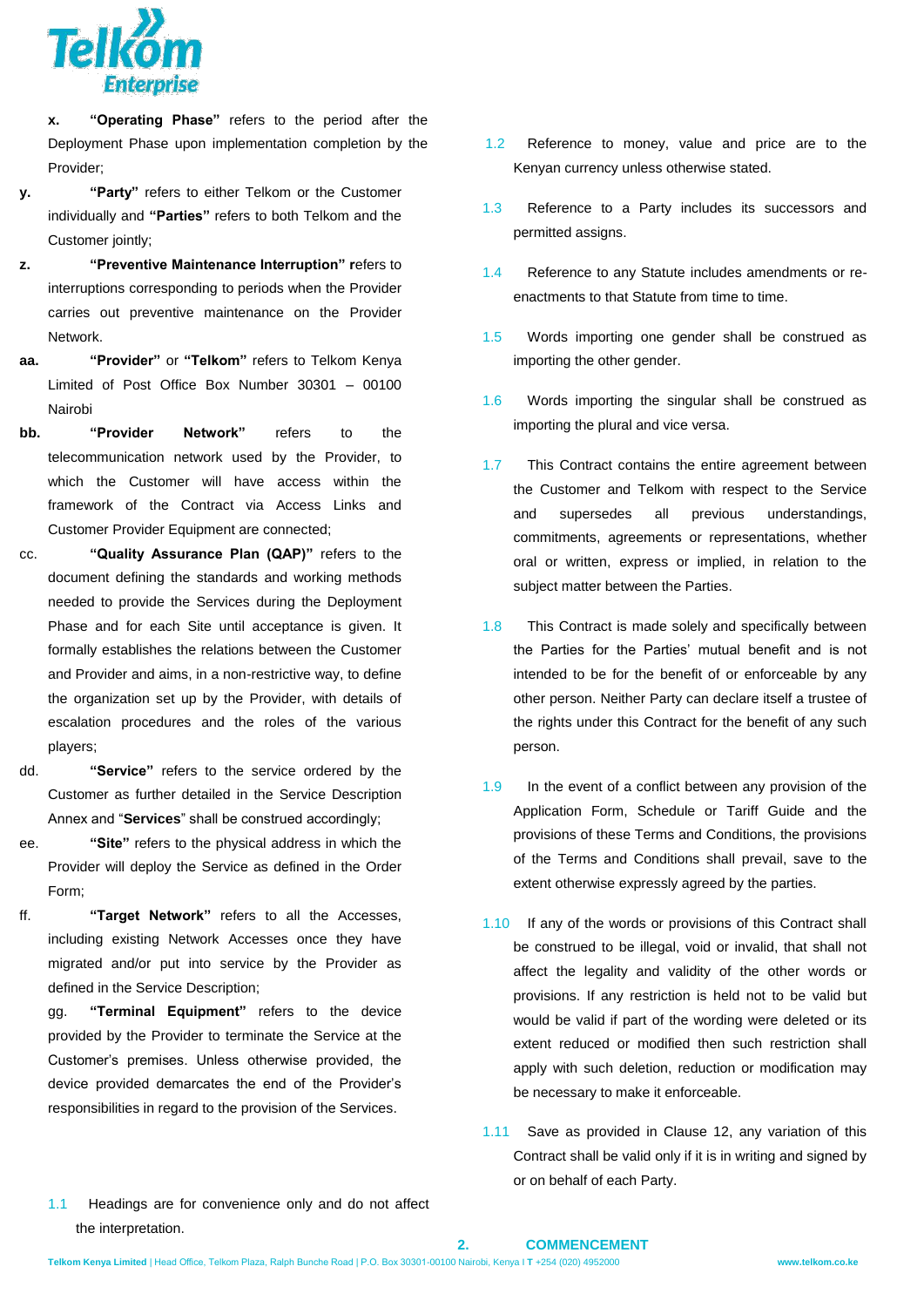x. **"Operating Phase"** refers to the period after the Deployment Phase upon implementation completion by the Provider;

y. **"Party"** refers to either Telkom or the Customer individually and **"Parties"** refers to both Telkom and the Customer jointly;

z. **"Preventive Maintenance Interruption" r**efers to interruptions corresponding to periods when the Provider carries out preventive maintenance on the Provider Network.

aa. **"Provider"** or **"Telkom"** refers to Telkom Kenya Limited of Post Office Box Number 30301 – 00100 Nairobi

bb. **"Provider Network"** refers to the telecommunication network used by the Provider, to which the Customer will have access within the framework of the Contract via Access Links and Customer Provider Equipment are connected;

cc. **"Quality Assurance Plan (QAP)"** refers to the document defining the standards and working methods needed to provide the Services during the Deployment Phase and for each Site until acceptance is given. It formally establishes the relations between the Customer and Provider and aims, in a non-restrictive way, to define the organization set up by the Provider, with details of escalation procedures and the roles of the various players;

dd. **"Service"** refers to the service ordered by the Customer as further detailed in the Service Description Annex and "**Services**" shall be construed accordingly;

ee. **"Site"** refers to the physical address in which the Provider will deploy the Service as defined in the Order Form;

ff. **"Target Network"** refers to all the Accesses, including existing Network Accesses once they have migrated and/or put into service by the Provider as defined in the Service Description;

gg. **"Terminal Equipment"** refers to the device provided by the Provider to terminate the Service at the Customer's premises. Unless otherwise provided, the device provided demarcates the end of the Provider's responsibilities in regard to the provision of the Services.

1.1 Headings are for convenience only and do not affect the interpretation.

1.2 Reference to money, value and price are to the Kenyan currency unless otherwise stated.

1.3 Reference to a Party includes its successors and permitted assigns.

1.4 Reference to any Statute includes amendments or re-enactments to that Statute from time to time.

1.5 Words importing one gender shall be construed as importing the other gender.

1.6 Words importing the singular shall be construed as importing the plural and vice versa.

1.7 This Contract contains the entire agreement between the Customer and Telkom with respect to the Service and supersedes all previous understandings, commitments, agreements or representations, whether oral or written, express or implied, in relation to the subject matter between the Parties.

1.8 This Contract is made solely and specifically between the Parties for the Parties' mutual benefit and is not intended to be for the benefit of or enforceable by any other person. Neither Party can declare itself a trustee of the rights under this Contract for the benefit of any such person.

1.9 In the event of a conflict between any provision of the Application Form, Schedule or Tariff Guide and the provisions of these Terms and Conditions, the provisions of the Terms and Conditions shall prevail, save to the extent otherwise expressly agreed by the parties.

1.10 If any of the words or provisions of this Contract shall be construed to be illegal, void or invalid, that shall not affect the legality and validity of the other words or provisions. If any restriction is held not to be valid but would be valid if part of the wording were deleted or its extent reduced or modified then such restriction shall apply with such deletion, reduction or modification may be necessary to make it enforceable.

1.11 Save as provided in Clause 12, any variation of this Contract shall be valid only if it is in writing and signed by or on behalf of each Party.

## 2. COMMENCEMENT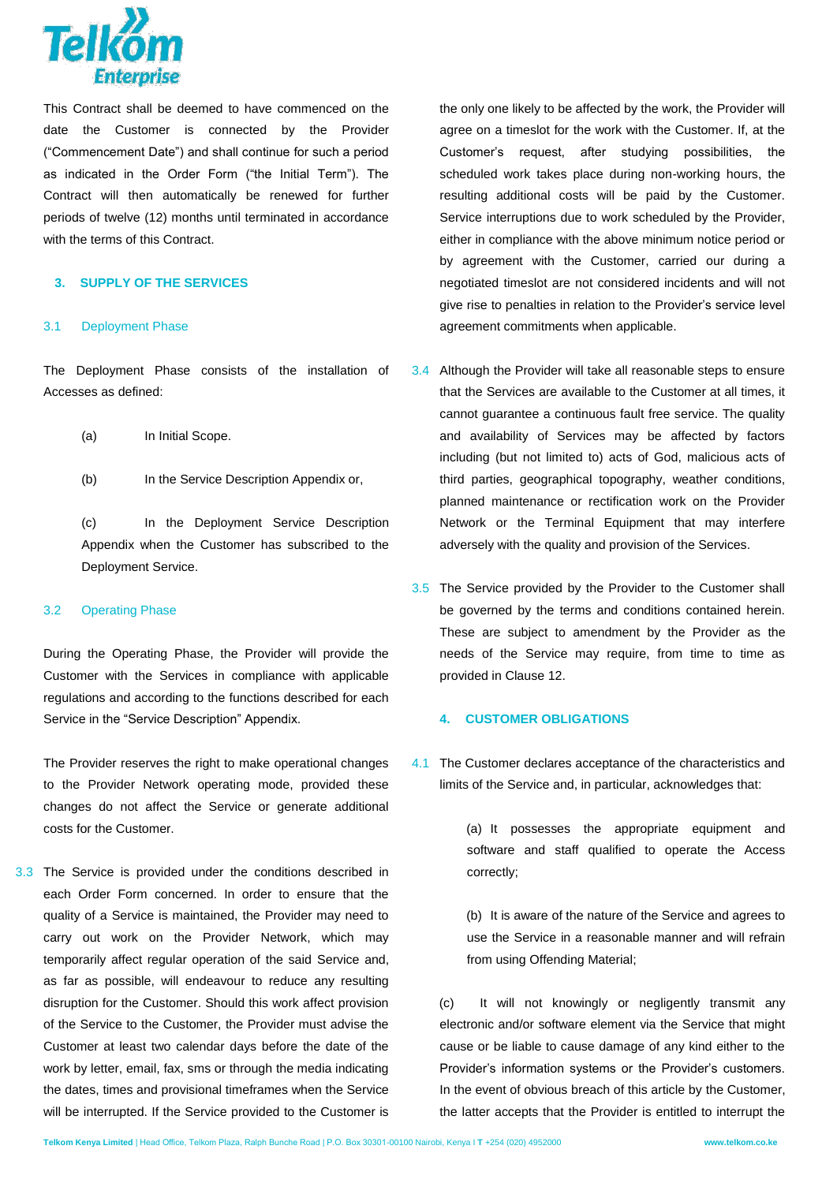This Contract shall be deemed to have commenced on the date the Customer is connected by the Provider ("Commencement Date") and shall continue for such a period as indicated in the Order Form ("the Initial Term"). The Contract will then automatically be renewed for further periods of twelve (12) months until terminated in accordance with the terms of this Contract.

## 3. SUPPLY OF THE SERVICES

### 3.1 Deployment Phase

The Deployment Phase consists of the installation of Accesses as defined:

(a) In Initial Scope.

(b) In the Service Description Appendix or,

(c) In the Deployment Service Description Appendix when the Customer has subscribed to the Deployment Service.

### 3.2 Operating Phase

During the Operating Phase, the Provider will provide the Customer with the Services in compliance with applicable regulations and according to the functions described for each Service in the "Service Description" Appendix.

The Provider reserves the right to make operational changes to the Provider Network operating mode, provided these changes do not affect the Service or generate additional costs for the Customer.

3.3 The Service is provided under the conditions described in each Order Form concerned. In order to ensure that the quality of a Service is maintained, the Provider may need to carry out work on the Provider Network, which may temporarily affect regular operation of the said Service and, as far as possible, will endeavour to reduce any resulting disruption for the Customer. Should this work affect provision of the Service to the Customer, the Provider must advise the Customer at least two calendar days before the date of the work by letter, email, fax, sms or through the media indicating the dates, times and provisional timeframes when the Service will be interrupted. If the Service provided to the Customer is the only one likely to be affected by the work, the Provider will agree on a timeslot for the work with the Customer. If, at the Customer's request, after studying possibilities, the scheduled work takes place during non-working hours, the resulting additional costs will be paid by the Customer. Service interruptions due to work scheduled by the Provider, either in compliance with the above minimum notice period or by agreement with the Customer, carried our during a negotiated timeslot are not considered incidents and will not give rise to penalties in relation to the Provider's service level agreement commitments when applicable.

3.4 Although the Provider will take all reasonable steps to ensure that the Services are available to the Customer at all times, it cannot guarantee a continuous fault free service. The quality and availability of Services may be affected by factors including (but not limited to) acts of God, malicious acts of third parties, geographical topography, weather conditions, planned maintenance or rectification work on the Provider Network or the Terminal Equipment that may interfere adversely with the quality and provision of the Services.

3.5 The Service provided by the Provider to the Customer shall be governed by the terms and conditions contained herein. These are subject to amendment by the Provider as the needs of the Service may require, from time to time as provided in Clause 12.

## 4. CUSTOMER OBLIGATIONS

4.1 The Customer declares acceptance of the characteristics and limits of the Service and, in particular, acknowledges that:

(a) It possesses the appropriate equipment and software and staff qualified to operate the Access correctly;

(b) It is aware of the nature of the Service and agrees to use the Service in a reasonable manner and will refrain from using Offending Material;

(c) It will not knowingly or negligently transmit any electronic and/or software element via the Service that might cause or be liable to cause damage of any kind either to the Provider's information systems or the Provider's customers. In the event of obvious breach of this article by the Customer, the latter accepts that the Provider is entitled to interrupt the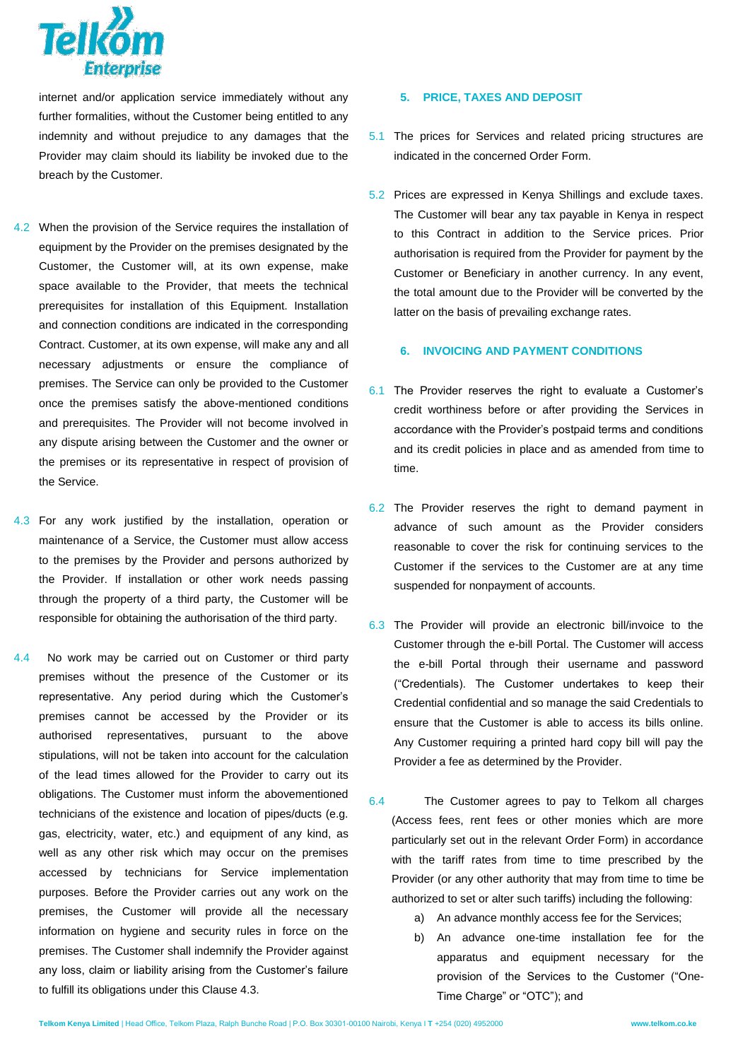internet and/or application service immediately without any further formalities, without the Customer being entitled to any indemnity and without prejudice to any damages that the Provider may claim should its liability be invoked due to the breach by the Customer.

4.2 When the provision of the Service requires the installation of equipment by the Provider on the premises designated by the Customer, the Customer will, at its own expense, make space available to the Provider, that meets the technical prerequisites for installation of this Equipment. Installation and connection conditions are indicated in the corresponding Contract. Customer, at its own expense, will make any and all necessary adjustments or ensure the compliance of premises. The Service can only be provided to the Customer once the premises satisfy the above-mentioned conditions and prerequisites. The Provider will not become involved in any dispute arising between the Customer and the owner or the premises or its representative in respect of provision of the Service.

4.3 For any work justified by the installation, operation or maintenance of a Service, the Customer must allow access to the premises by the Provider and persons authorized by the Provider. If installation or other work needs passing through the property of a third party, the Customer will be responsible for obtaining the authorisation of the third party.

4.4 No work may be carried out on Customer or third party premises without the presence of the Customer or its representative. Any period during which the Customer's premises cannot be accessed by the Provider or its authorised representatives, pursuant to the above stipulations, will not be taken into account for the calculation of the lead times allowed for the Provider to carry out its obligations. The Customer must inform the abovementioned technicians of the existence and location of pipes/ducts (e.g. gas, electricity, water, etc.) and equipment of any kind, as well as any other risk which may occur on the premises accessed by technicians for Service implementation purposes. Before the Provider carries out any work on the premises, the Customer will provide all the necessary information on hygiene and security rules in force on the premises. The Customer shall indemnify the Provider against any loss, claim or liability arising from the Customer's failure to fulfill its obligations under this Clause 4.3.

## 5. PRICE, TAXES AND DEPOSIT

5.1 The prices for Services and related pricing structures are indicated in the concerned Order Form.

5.2 Prices are expressed in Kenya Shillings and exclude taxes. The Customer will bear any tax payable in Kenya in respect to this Contract in addition to the Service prices. Prior authorisation is required from the Provider for payment by the Customer or Beneficiary in another currency. In any event, the total amount due to the Provider will be converted by the latter on the basis of prevailing exchange rates.

## 6. INVOICING AND PAYMENT CONDITIONS

6.1 The Provider reserves the right to evaluate a Customer's credit worthiness before or after providing the Services in accordance with the Provider's postpaid terms and conditions and its credit policies in place and as amended from time to time.

6.2 The Provider reserves the right to demand payment in advance of such amount as the Provider considers reasonable to cover the risk for continuing services to the Customer if the services to the Customer are at any time suspended for nonpayment of accounts.

6.3 The Provider will provide an electronic bill/invoice to the Customer through the e-bill Portal. The Customer will access the e-bill Portal through their username and password ("Credentials). The Customer undertakes to keep their Credential confidential and so manage the said Credentials to ensure that the Customer is able to access its bills online. Any Customer requiring a printed hard copy bill will pay the Provider a fee as determined by the Provider.

6.4 The Customer agrees to pay to Telkom all charges (Access fees, rent fees or other monies which are more particularly set out in the relevant Order Form) in accordance with the tariff rates from time to time prescribed by the Provider (or any other authority that may from time to time be authorized to set or alter such tariffs) including the following:

a) An advance monthly access fee for the Services;

b) An advance one-time installation fee for the apparatus and equipment necessary for the provision of the Services to the Customer ("One-Time Charge" or "OTC"); and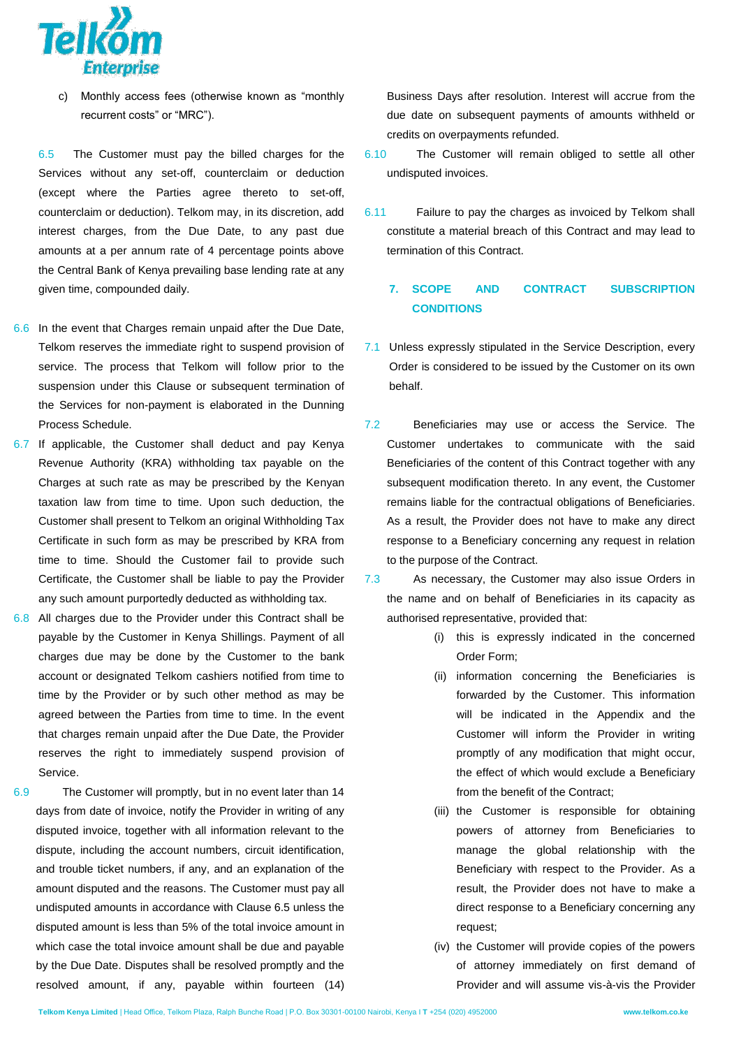c) Monthly access fees (otherwise known as “monthly recurrent costs” or “MRC”).

6.5 The Customer must pay the billed charges for the Services without any set-off, counterclaim or deduction (except where the Parties agree thereto to set-off, counterclaim or deduction). Telkom may, in its discretion, add interest charges, from the Due Date, to any past due amounts at a per annum rate of 4 percentage points above the Central Bank of Kenya prevailing base lending rate at any given time, compounded daily.

6.6 In the event that Charges remain unpaid after the Due Date, Telkom reserves the immediate right to suspend provision of service. The process that Telkom will follow prior to the suspension under this Clause or subsequent termination of the Services for non-payment is elaborated in the Dunning Process Schedule.

6.7 If applicable, the Customer shall deduct and pay Kenya Revenue Authority (KRA) withholding tax payable on the Charges at such rate as may be prescribed by the Kenyan taxation law from time to time. Upon such deduction, the Customer shall present to Telkom an original Withholding Tax Certificate in such form as may be prescribed by KRA from time to time. Should the Customer fail to provide such Certificate, the Customer shall be liable to pay the Provider any such amount purportedly deducted as withholding tax.

6.8 All charges due to the Provider under this Contract shall be payable by the Customer in Kenya Shillings. Payment of all charges due may be done by the Customer to the bank account or designated Telkom cashiers notified from time to time by the Provider or by such other method as may be agreed between the Parties from time to time. In the event that charges remain unpaid after the Due Date, the Provider reserves the right to immediately suspend provision of Service.

6.9 The Customer will promptly, but in no event later than 14 days from date of invoice, notify the Provider in writing of any disputed invoice, together with all information relevant to the dispute, including the account numbers, circuit identification, and trouble ticket numbers, if any, and an explanation of the amount disputed and the reasons. The Customer must pay all undisputed amounts in accordance with Clause 6.5 unless the disputed amount is less than 5% of the total invoice amount in which case the total invoice amount shall be due and payable by the Due Date. Disputes shall be resolved promptly and the resolved amount, if any, payable within fourteen (14) Business Days after resolution. Interest will accrue from the due date on subsequent payments of amounts withheld or credits on overpayments refunded.

6.10 The Customer will remain obliged to settle all other undisputed invoices.

6.11 Failure to pay the charges as invoiced by Telkom shall constitute a material breach of this Contract and may lead to termination of this Contract.

## 7. SCOPE AND CONTRACT SUBSCRIPTION CONDITIONS

7.1 Unless expressly stipulated in the Service Description, every Order is considered to be issued by the Customer on its own behalf.

7.2 Beneficiaries may use or access the Service. The Customer undertakes to communicate with the said Beneficiaries of the content of this Contract together with any subsequent modification thereto. In any event, the Customer remains liable for the contractual obligations of Beneficiaries. As a result, the Provider does not have to make any direct response to a Beneficiary concerning any request in relation to the purpose of the Contract.

7.3 As necessary, the Customer may also issue Orders in the name and on behalf of Beneficiaries in its capacity as authorised representative, provided that:

(i) this is expressly indicated in the concerned Order Form;

(ii) information concerning the Beneficiaries is forwarded by the Customer. This information will be indicated in the Appendix and the Customer will inform the Provider in writing promptly of any modification that might occur, the effect of which would exclude a Beneficiary from the benefit of the Contract;

(iii) the Customer is responsible for obtaining powers of attorney from Beneficiaries to manage the global relationship with the Beneficiary with respect to the Provider. As a result, the Provider does not have to make a direct response to a Beneficiary concerning any request;

(iv) the Customer will provide copies of the powers of attorney immediately on first demand of Provider and will assume vis-à-vis the Provider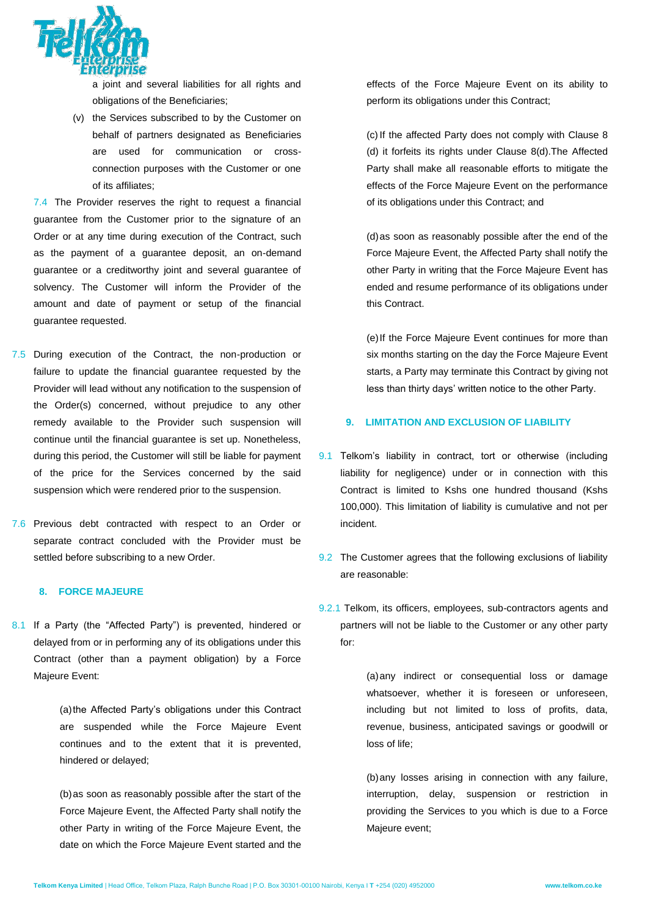a joint and several liabilities for all rights and obligations of the Beneficiaries;

(v) the Services subscribed to by the Customer on behalf of partners designated as Beneficiaries are used for communication or cross-connection purposes with the Customer or one of its affiliates;

7.4 The Provider reserves the right to request a financial guarantee from the Customer prior to the signature of an Order or at any time during execution of the Contract, such as the payment of a guarantee deposit, an on-demand guarantee or a creditworthy joint and several guarantee of solvency. The Customer will inform the Provider of the amount and date of payment or setup of the financial guarantee requested.

7.5 During execution of the Contract, the non-production or failure to update the financial guarantee requested by the Provider will lead without any notification to the suspension of the Order(s) concerned, without prejudice to any other remedy available to the Provider such suspension will continue until the financial guarantee is set up. Nonetheless, during this period, the Customer will still be liable for payment of the price for the Services concerned by the said suspension which were rendered prior to the suspension.

7.6 Previous debt contracted with respect to an Order or separate contract concluded with the Provider must be settled before subscribing to a new Order.

## 8. FORCE MAJEURE

8.1 If a Party (the "Affected Party") is prevented, hindered or delayed from or in performing any of its obligations under this Contract (other than a payment obligation) by a Force Majeure Event:

(a) the Affected Party's obligations under this Contract are suspended while the Force Majeure Event continues and to the extent that it is prevented, hindered or delayed;

(b) as soon as reasonably possible after the start of the Force Majeure Event, the Affected Party shall notify the other Party in writing of the Force Majeure Event, the date on which the Force Majeure Event started and the effects of the Force Majeure Event on its ability to perform its obligations under this Contract;

(c) If the affected Party does not comply with Clause 8 (d) it forfeits its rights under Clause 8(d).The Affected Party shall make all reasonable efforts to mitigate the effects of the Force Majeure Event on the performance of its obligations under this Contract; and

(d) as soon as reasonably possible after the end of the Force Majeure Event, the Affected Party shall notify the other Party in writing that the Force Majeure Event has ended and resume performance of its obligations under this Contract.

(e) If the Force Majeure Event continues for more than six months starting on the day the Force Majeure Event starts, a Party may terminate this Contract by giving not less than thirty days' written notice to the other Party.

## 9. LIMITATION AND EXCLUSION OF LIABILITY

9.1 Telkom's liability in contract, tort or otherwise (including liability for negligence) under or in connection with this Contract is limited to Kshs one hundred thousand (Kshs 100,000). This limitation of liability is cumulative and not per incident.

9.2 The Customer agrees that the following exclusions of liability are reasonable:

9.2.1 Telkom, its officers, employees, sub-contractors agents and partners will not be liable to the Customer or any other party for:

(a) any indirect or consequential loss or damage whatsoever, whether it is foreseen or unforeseen, including but not limited to loss of profits, data, revenue, business, anticipated savings or goodwill or loss of life;

(b) any losses arising in connection with any failure, interruption, delay, suspension or restriction in providing the Services to you which is due to a Force Majeure event;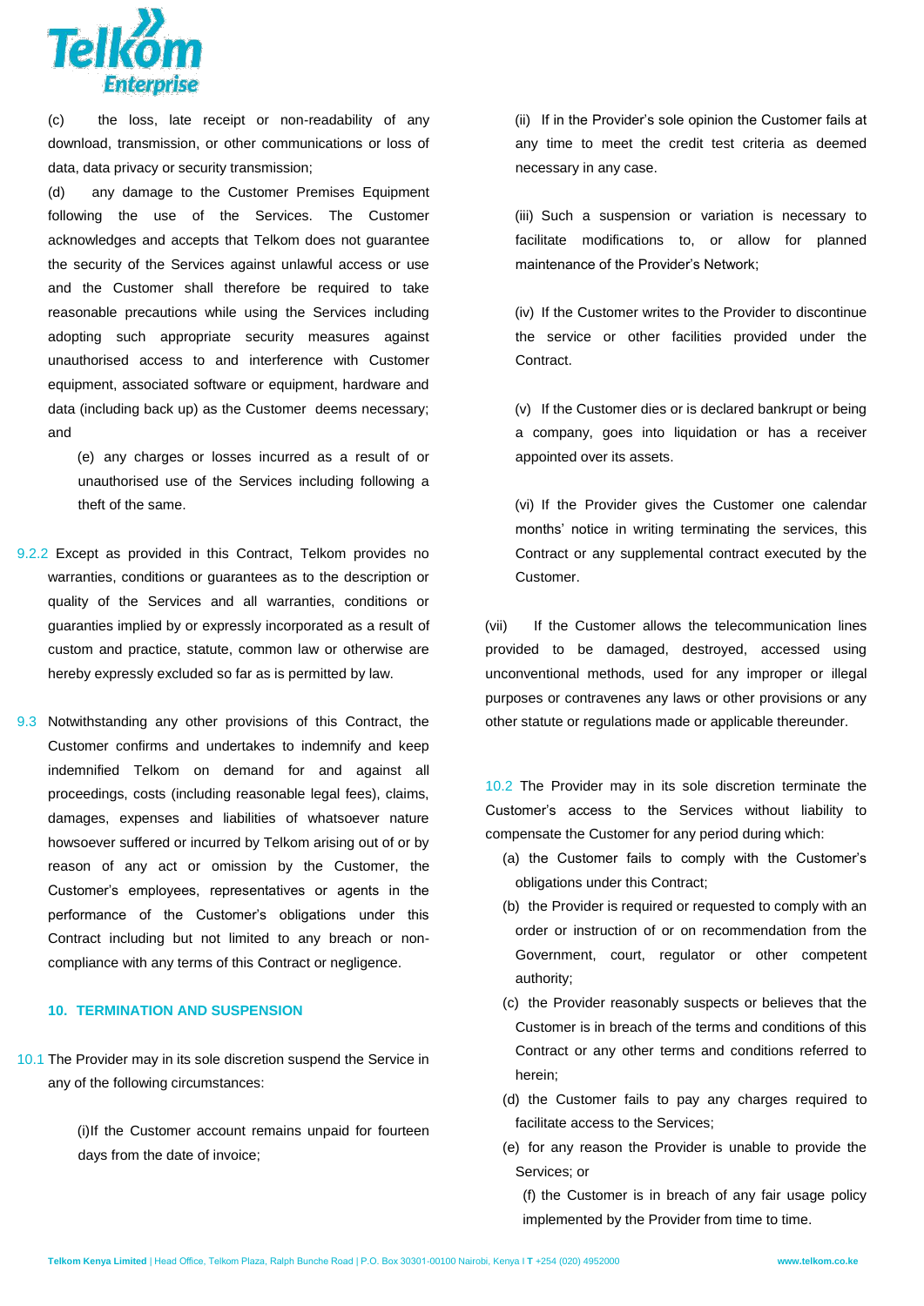(c) the loss, late receipt or non-readability of any download, transmission, or other communications or loss of data, data privacy or security transmission;

(d) any damage to the Customer Premises Equipment following the use of the Services. The Customer acknowledges and accepts that Telkom does not guarantee the security of the Services against unlawful access or use and the Customer shall therefore be required to take reasonable precautions while using the Services including adopting such appropriate security measures against unauthorised access to and interference with Customer equipment, associated software or equipment, hardware and data (including back up) as the Customer deems necessary; and

(e) any charges or losses incurred as a result of or unauthorised use of the Services including following a theft of the same.

9.2.2 Except as provided in this Contract, Telkom provides no warranties, conditions or guarantees as to the description or quality of the Services and all warranties, conditions or guaranties implied by or expressly incorporated as a result of custom and practice, statute, common law or otherwise are hereby expressly excluded so far as is permitted by law.

9.3 Notwithstanding any other provisions of this Contract, the Customer confirms and undertakes to indemnify and keep indemnified Telkom on demand for and against all proceedings, costs (including reasonable legal fees), claims, damages, expenses and liabilities of whatsoever nature howsoever suffered or incurred by Telkom arising out of or by reason of any act or omission by the Customer, the Customer's employees, representatives or agents in the performance of the Customer's obligations under this Contract including but not limited to any breach or non-compliance with any terms of this Contract or negligence.

## 10. TERMINATION AND SUSPENSION

10.1 The Provider may in its sole discretion suspend the Service in any of the following circumstances:

(i) If the Customer account remains unpaid for fourteen days from the date of invoice;

(ii) If in the Provider's sole opinion the Customer fails at any time to meet the credit test criteria as deemed necessary in any case.

(iii) Such a suspension or variation is necessary to facilitate modifications to, or allow for planned maintenance of the Provider's Network;

(iv) If the Customer writes to the Provider to discontinue the service or other facilities provided under the Contract.

(v) If the Customer dies or is declared bankrupt or being a company, goes into liquidation or has a receiver appointed over its assets.

(vi) If the Provider gives the Customer one calendar months' notice in writing terminating the services, this Contract or any supplemental contract executed by the Customer.

(vii) If the Customer allows the telecommunication lines provided to be damaged, destroyed, accessed using unconventional methods, used for any improper or illegal purposes or contravenes any laws or other provisions or any other statute or regulations made or applicable thereunder.

10.2 The Provider may in its sole discretion terminate the Customer's access to the Services without liability to compensate the Customer for any period during which:

(a) the Customer fails to comply with the Customer's obligations under this Contract;

(b) the Provider is required or requested to comply with an order or instruction of or on recommendation from the Government, court, regulator or other competent authority;

(c) the Provider reasonably suspects or believes that the Customer is in breach of the terms and conditions of this Contract or any other terms and conditions referred to herein;

(d) the Customer fails to pay any charges required to facilitate access to the Services;

(e) for any reason the Provider is unable to provide the Services; or

(f) the Customer is in breach of any fair usage policy implemented by the Provider from time to time.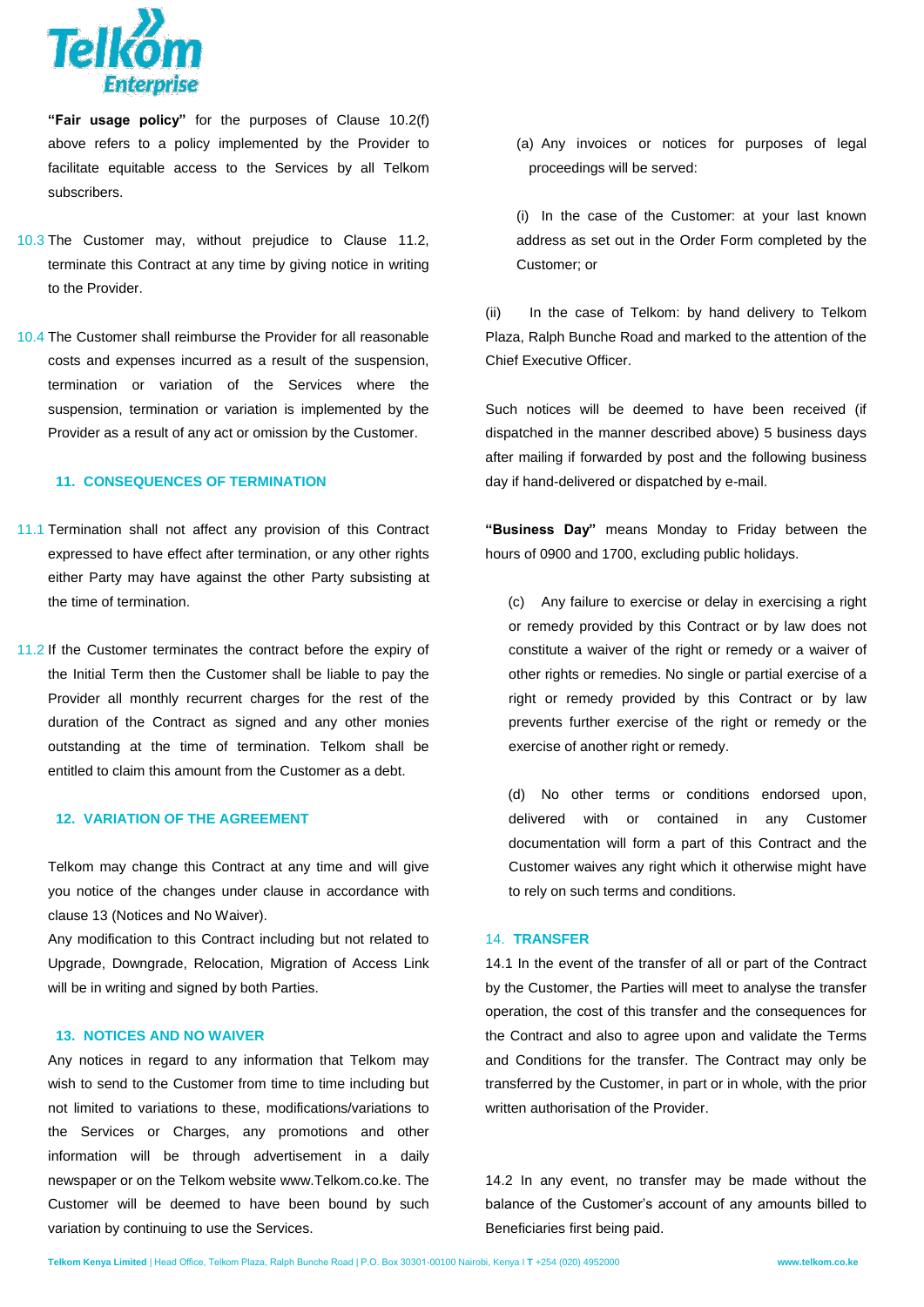**"Fair usage policy"** for the purposes of Clause 10.2(f) above refers to a policy implemented by the Provider to facilitate equitable access to the Services by all Telkom subscribers.

10.3 The Customer may, without prejudice to Clause 11.2, terminate this Contract at any time by giving notice in writing to the Provider.

10.4 The Customer shall reimburse the Provider for all reasonable costs and expenses incurred as a result of the suspension, termination or variation of the Services where the suspension, termination or variation is implemented by the Provider as a result of any act or omission by the Customer.

## 11. CONSEQUENCES OF TERMINATION

11.1 Termination shall not affect any provision of this Contract expressed to have effect after termination, or any other rights either Party may have against the other Party subsisting at the time of termination.

11.2 If the Customer terminates the contract before the expiry of the Initial Term then the Customer shall be liable to pay the Provider all monthly recurrent charges for the rest of the duration of the Contract as signed and any other monies outstanding at the time of termination. Telkom shall be entitled to claim this amount from the Customer as a debt.

## 12. VARIATION OF THE AGREEMENT

Telkom may change this Contract at any time and will give you notice of the changes under clause in accordance with clause 13 (Notices and No Waiver).

Any modification to this Contract including but not related to Upgrade, Downgrade, Relocation, Migration of Access Link will be in writing and signed by both Parties.

## 13. NOTICES AND NO WAIVER

Any notices in regard to any information that Telkom may wish to send to the Customer from time to time including but not limited to variations to these, modifications/variations to the Services or Charges, any promotions and other information will be through advertisement in a daily newspaper or on the Telkom website www.Telkom.co.ke. The Customer will be deemed to have been bound by such variation by continuing to use the Services.

(a) Any invoices or notices for purposes of legal proceedings will be served:

(i) In the case of the Customer: at your last known address as set out in the Order Form completed by the Customer; or

(ii) In the case of Telkom: by hand delivery to Telkom Plaza, Ralph Bunche Road and marked to the attention of the Chief Executive Officer.

Such notices will be deemed to have been received (if dispatched in the manner described above) 5 business days after mailing if forwarded by post and the following business day if hand-delivered or dispatched by e-mail.

**"Business Day"** means Monday to Friday between the hours of 0900 and 1700, excluding public holidays.

(c) Any failure to exercise or delay in exercising a right or remedy provided by this Contract or by law does not constitute a waiver of the right or remedy or a waiver of other rights or remedies. No single or partial exercise of a right or remedy provided by this Contract or by law prevents further exercise of the right or remedy or the exercise of another right or remedy.

(d) No other terms or conditions endorsed upon, delivered with or contained in any Customer documentation will form a part of this Contract and the Customer waives any right which it otherwise might have to rely on such terms and conditions.

## 14. TRANSFER

14.1 In the event of the transfer of all or part of the Contract by the Customer, the Parties will meet to analyse the transfer operation, the cost of this transfer and the consequences for the Contract and also to agree upon and validate the Terms and Conditions for the transfer. The Contract may only be transferred by the Customer, in part or in whole, with the prior written authorisation of the Provider.

14.2 In any event, no transfer may be made without the balance of the Customer's account of any amounts billed to Beneficiaries first being paid.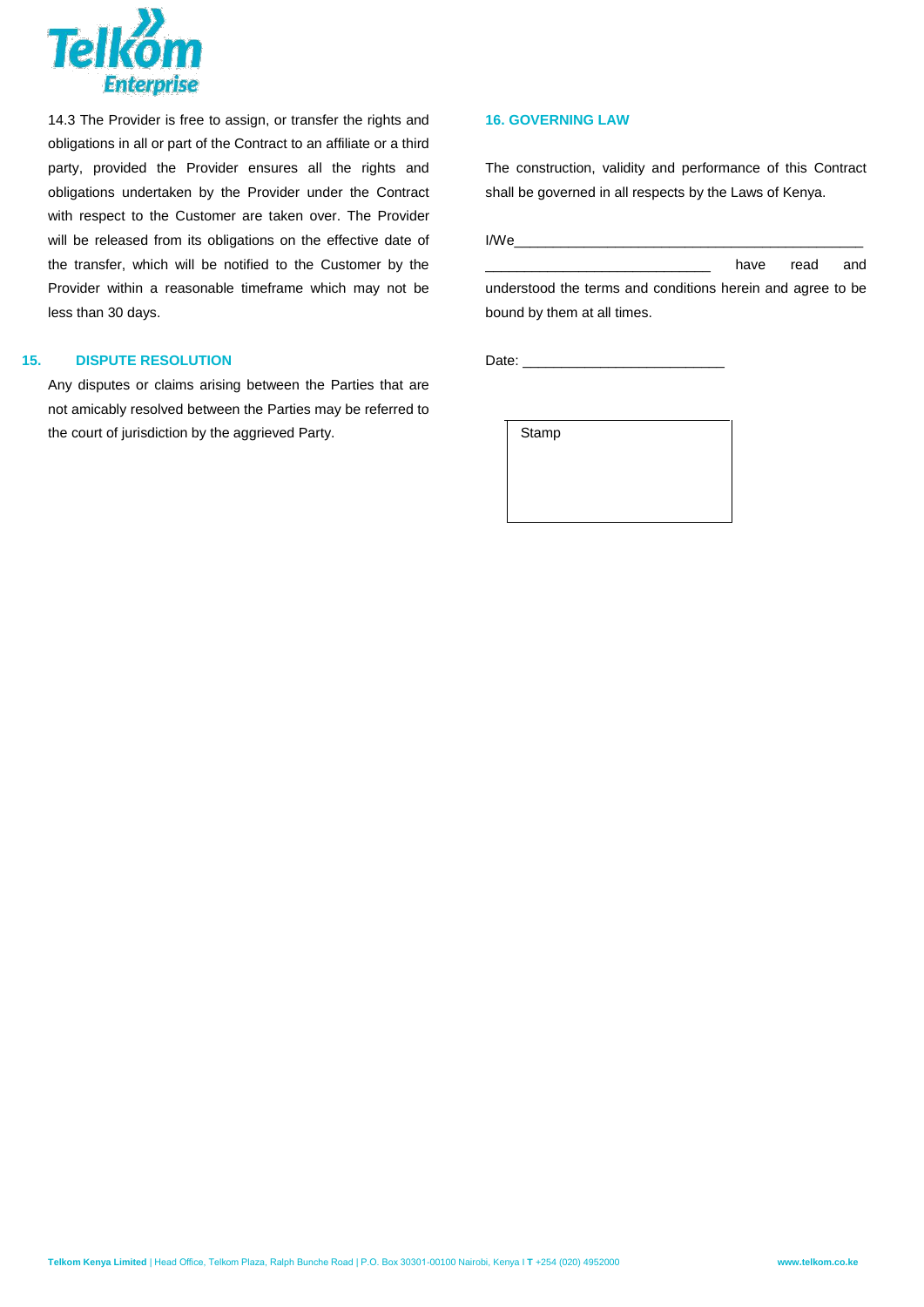14.3 The Provider is free to assign, or transfer the rights and obligations in all or part of the Contract to an affiliate or a third party, provided the Provider ensures all the rights and obligations undertaken by the Provider under the Contract with respect to the Customer are taken over. The Provider will be released from its obligations on the effective date of the transfer, which will be notified to the Customer by the Provider within a reasonable timeframe which may not be less than 30 days.

## 15. DISPUTE RESOLUTION

Any disputes or claims arising between the Parties that are not amicably resolved between the Parties may be referred to the court of jurisdiction by the aggrieved Party.

## 16. GOVERNING LAW

The construction, validity and performance of this Contract shall be governed in all respects by the Laws of Kenya.

I/We_______________________________________________ _____________________________ have read and understood the terms and conditions herein and agree to be bound by them at all times.

Date: __________________________

| Stamp |
|---|
| |